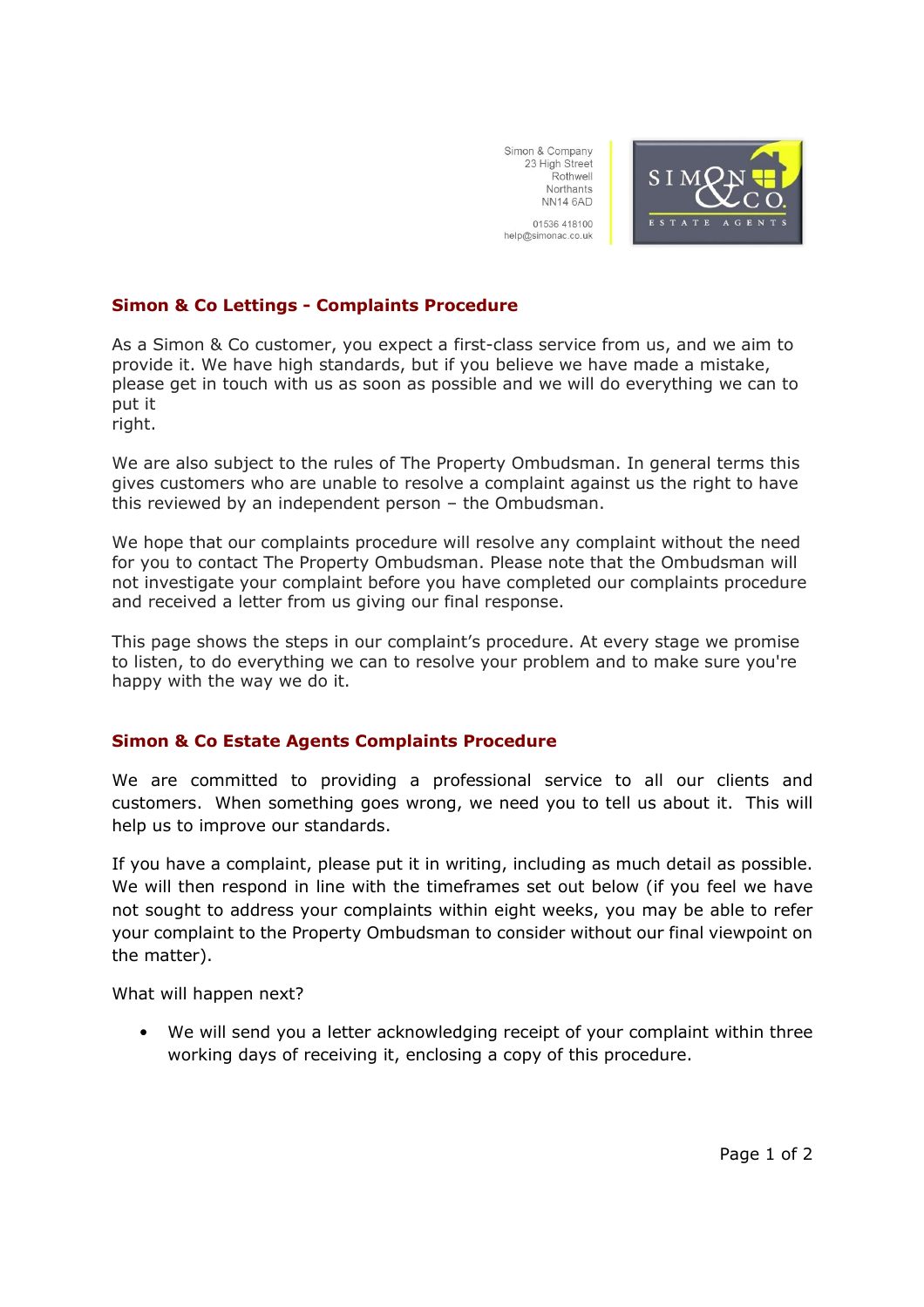Simon & Company
23 High Street
Rothwell
Northants
NN14 6AD

01536 418100
help@simonac.co.uk

## Simon & Co Lettings - Complaints Procedure

As a Simon & Co customer, you expect a first-class service from us, and we aim to provide it. We have high standards, but if you believe we have made a mistake, please get in touch with us as soon as possible and we will do everything we can to put it right.

We are also subject to the rules of The Property Ombudsman. In general terms this gives customers who are unable to resolve a complaint against us the right to have this reviewed by an independent person – the Ombudsman.

We hope that our complaints procedure will resolve any complaint without the need for you to contact The Property Ombudsman. Please note that the Ombudsman will not investigate your complaint before you have completed our complaints procedure and received a letter from us giving our final response.

This page shows the steps in our complaint's procedure. At every stage we promise to listen, to do everything we can to resolve your problem and to make sure you're happy with the way we do it.

## Simon & Co Estate Agents Complaints Procedure

We are committed to providing a professional service to all our clients and customers. When something goes wrong, we need you to tell us about it. This will help us to improve our standards.

If you have a complaint, please put it in writing, including as much detail as possible. We will then respond in line with the timeframes set out below (if you feel we have not sought to address your complaints within eight weeks, you may be able to refer your complaint to the Property Ombudsman to consider without our final viewpoint on the matter).

What will happen next?

- We will send you a letter acknowledging receipt of your complaint within three working days of receiving it, enclosing a copy of this procedure.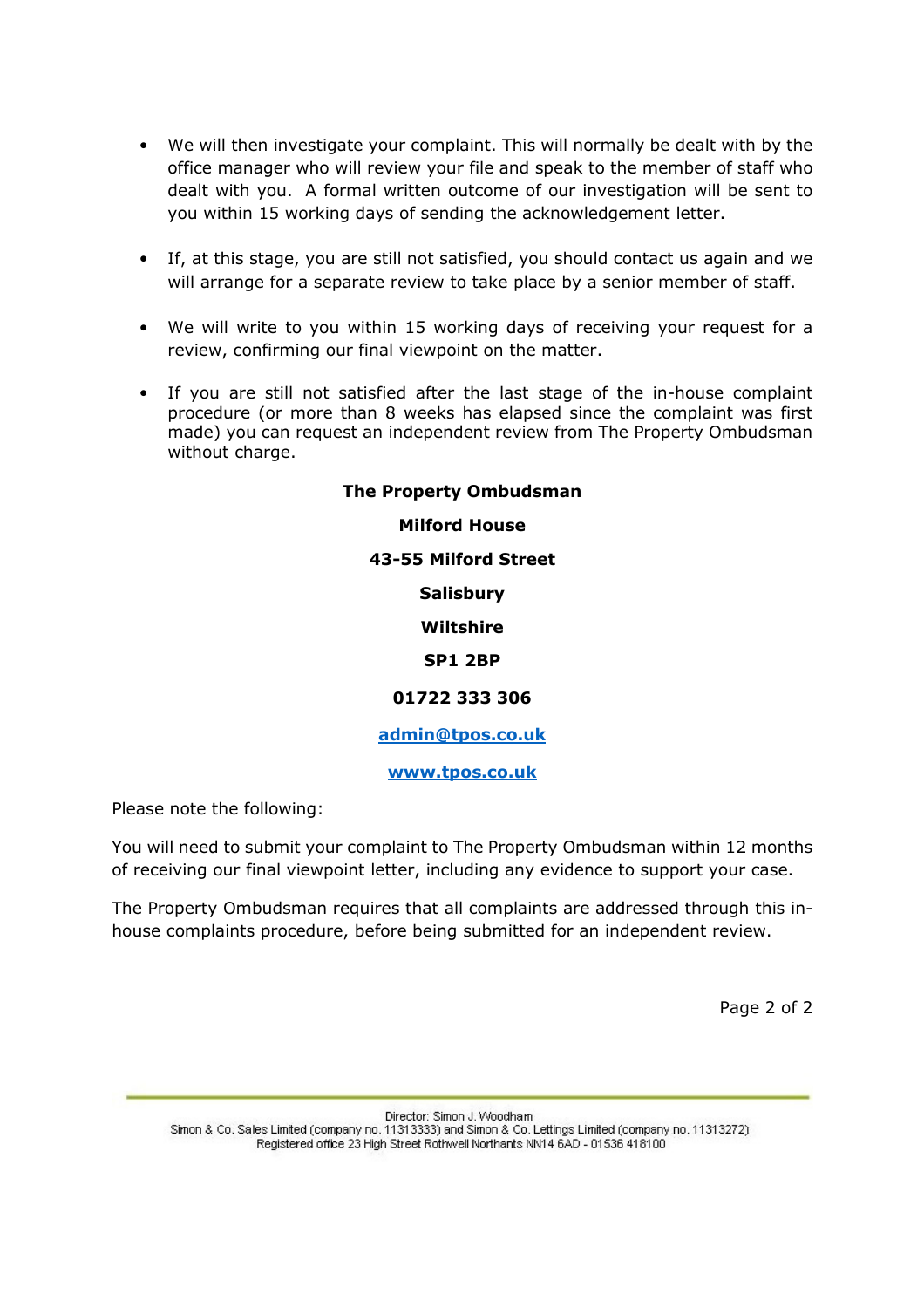- We will then investigate your complaint. This will normally be dealt with by the office manager who will review your file and speak to the member of staff who dealt with you. A formal written outcome of our investigation will be sent to you within 15 working days of sending the acknowledgement letter.

- If, at this stage, you are still not satisfied, you should contact us again and we will arrange for a separate review to take place by a senior member of staff.

- We will write to you within 15 working days of receiving your request for a review, confirming our final viewpoint on the matter.

- If you are still not satisfied after the last stage of the in-house complaint procedure (or more than 8 weeks has elapsed since the complaint was first made) you can request an independent review from The Property Ombudsman without charge.

**The Property Ombudsman**

**Milford House**

**43-55 Milford Street**

**Salisbury**

**Wiltshire**

**SP1 2BP**

**01722 333 306**

**admin@tpos.co.uk**

**www.tpos.co.uk**

Please note the following:

You will need to submit your complaint to The Property Ombudsman within 12 months of receiving our final viewpoint letter, including any evidence to support your case.

The Property Ombudsman requires that all complaints are addressed through this in-house complaints procedure, before being submitted for an independent review.

Director: Simon J. Woodham
Simon & Co. Sales Limited (company no. 11313333) and Simon & Co. Lettings Limited (company no. 11313272)
Registered office 23 High Street Rothwell Northants NN14 6AD - 01536 418100